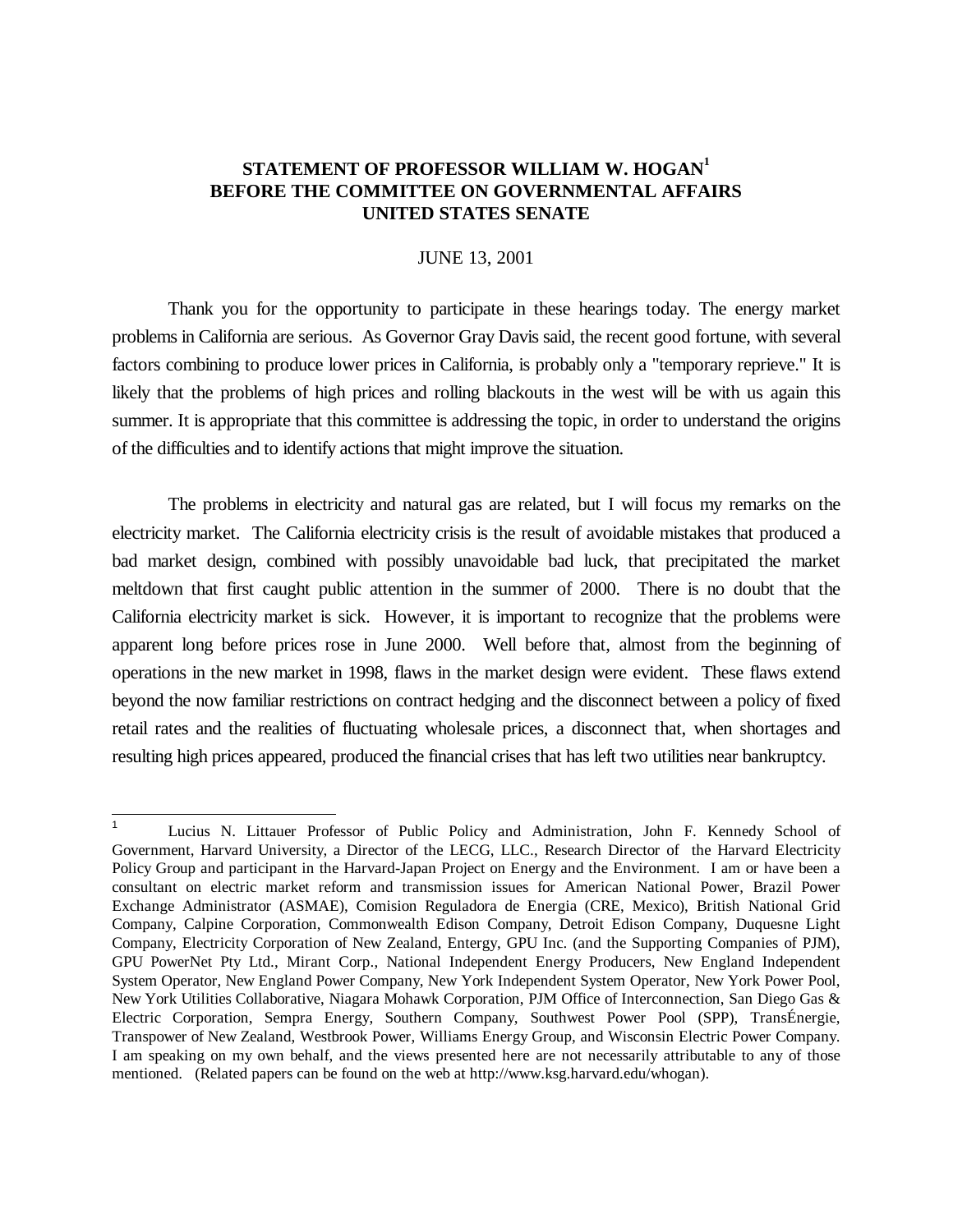# STATEMENT OF PROFESSOR WILLIAM W. HOGAN[1] BEFORE THE COMMITTEE ON GOVERNMENTAL AFFAIRS UNITED STATES SENATE

JUNE 13, 2001

Thank you for the opportunity to participate in these hearings today. The energy market problems in California are serious. As Governor Gray Davis said, the recent good fortune, with several factors combining to produce lower prices in California, is probably only a "temporary reprieve." It is likely that the problems of high prices and rolling blackouts in the west will be with us again this summer. It is appropriate that this committee is addressing the topic, in order to understand the origins of the difficulties and to identify actions that might improve the situation.

The problems in electricity and natural gas are related, but I will focus my remarks on the electricity market. The California electricity crisis is the result of avoidable mistakes that produced a bad market design, combined with possibly unavoidable bad luck, that precipitated the market meltdown that first caught public attention in the summer of 2000. There is no doubt that the California electricity market is sick. However, it is important to recognize that the problems were apparent long before prices rose in June 2000. Well before that, almost from the beginning of operations in the new market in 1998, flaws in the market design were evident. These flaws extend beyond the now familiar restrictions on contract hedging and the disconnect between a policy of fixed retail rates and the realities of fluctuating wholesale prices, a disconnect that, when shortages and resulting high prices appeared, produced the financial crises that has left two utilities near bankruptcy.

---

[1] Lucius N. Littauer Professor of Public Policy and Administration, John F. Kennedy School of Government, Harvard University, a Director of the LECG, LLC., Research Director of the Harvard Electricity Policy Group and participant in the Harvard-Japan Project on Energy and the Environment. I am or have been a consultant on electric market reform and transmission issues for American National Power, Brazil Power Exchange Administrator (ASMAE), Comision Reguladora de Energia (CRE, Mexico), British National Grid Company, Calpine Corporation, Commonwealth Edison Company, Detroit Edison Company, Duquesne Light Company, Electricity Corporation of New Zealand, Entergy, GPU Inc. (and the Supporting Companies of PJM), GPU PowerNet Pty Ltd., Mirant Corp., National Independent Energy Producers, New England Independent System Operator, New England Power Company, New York Independent System Operator, New York Power Pool, New York Utilities Collaborative, Niagara Mohawk Corporation, PJM Office of Interconnection, San Diego Gas & Electric Corporation, Sempra Energy, Southern Company, Southwest Power Pool (SPP), TransÉnergie, Transpower of New Zealand, Westbrook Power, Williams Energy Group, and Wisconsin Electric Power Company. I am speaking on my own behalf, and the views presented here are not necessarily attributable to any of those mentioned. (Related papers can be found on the web at http://www.ksg.harvard.edu/whogan).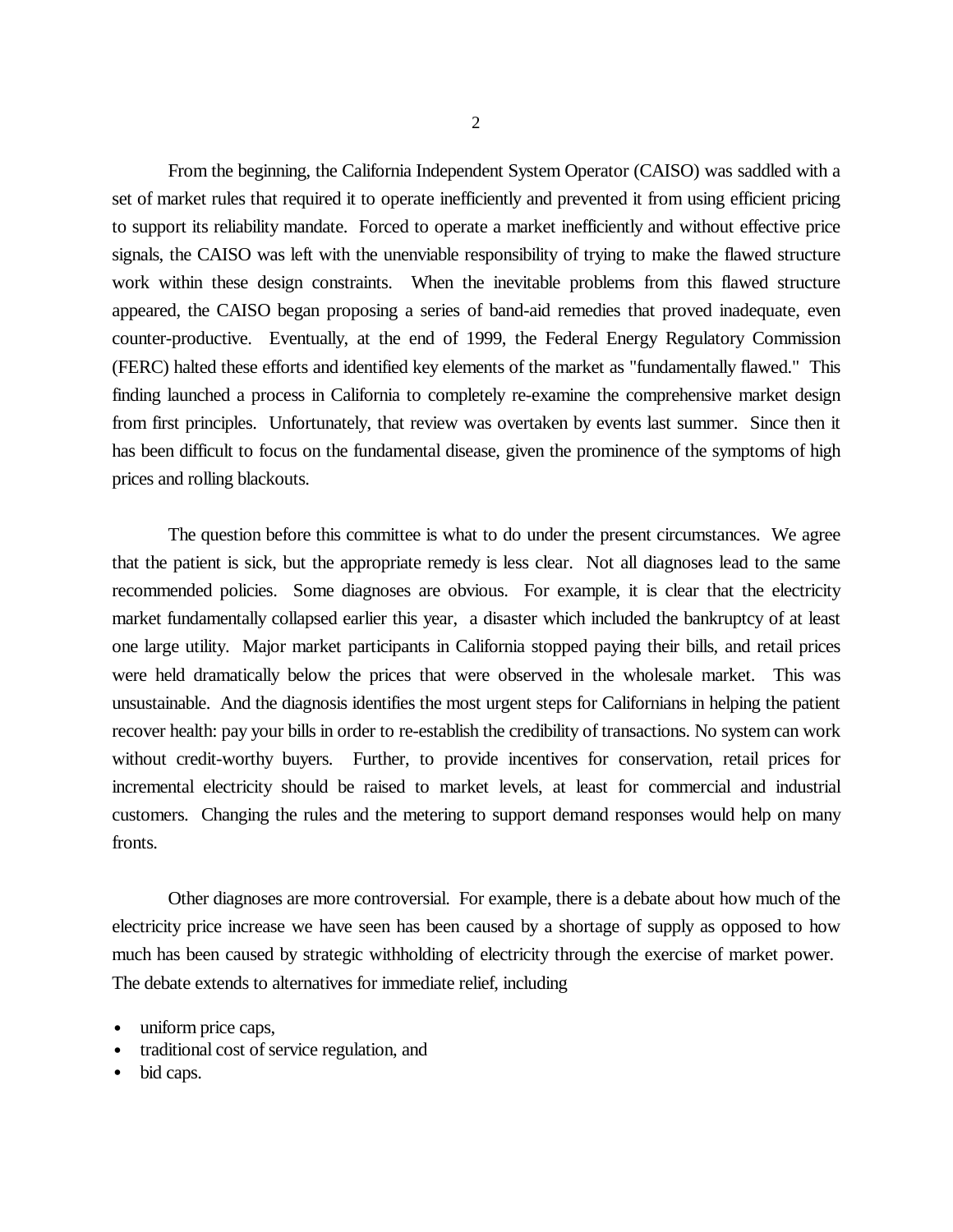From the beginning, the California Independent System Operator (CAISO) was saddled with a set of market rules that required it to operate inefficiently and prevented it from using efficient pricing to support its reliability mandate. Forced to operate a market inefficiently and without effective price signals, the CAISO was left with the unenviable responsibility of trying to make the flawed structure work within these design constraints. When the inevitable problems from this flawed structure appeared, the CAISO began proposing a series of band-aid remedies that proved inadequate, even counter-productive. Eventually, at the end of 1999, the Federal Energy Regulatory Commission (FERC) halted these efforts and identified key elements of the market as "fundamentally flawed." This finding launched a process in California to completely re-examine the comprehensive market design from first principles. Unfortunately, that review was overtaken by events last summer. Since then it has been difficult to focus on the fundamental disease, given the prominence of the symptoms of high prices and rolling blackouts.

The question before this committee is what to do under the present circumstances. We agree that the patient is sick, but the appropriate remedy is less clear. Not all diagnoses lead to the same recommended policies. Some diagnoses are obvious. For example, it is clear that the electricity market fundamentally collapsed earlier this year, a disaster which included the bankruptcy of at least one large utility. Major market participants in California stopped paying their bills, and retail prices were held dramatically below the prices that were observed in the wholesale market. This was unsustainable. And the diagnosis identifies the most urgent steps for Californians in helping the patient recover health: pay your bills in order to re-establish the credibility of transactions. No system can work without credit-worthy buyers. Further, to provide incentives for conservation, retail prices for incremental electricity should be raised to market levels, at least for commercial and industrial customers. Changing the rules and the metering to support demand responses would help on many fronts.

Other diagnoses are more controversial. For example, there is a debate about how much of the electricity price increase we have seen has been caused by a shortage of supply as opposed to how much has been caused by strategic withholding of electricity through the exercise of market power. The debate extends to alternatives for immediate relief, including

- uniform price caps,
- traditional cost of service regulation, and
- bid caps.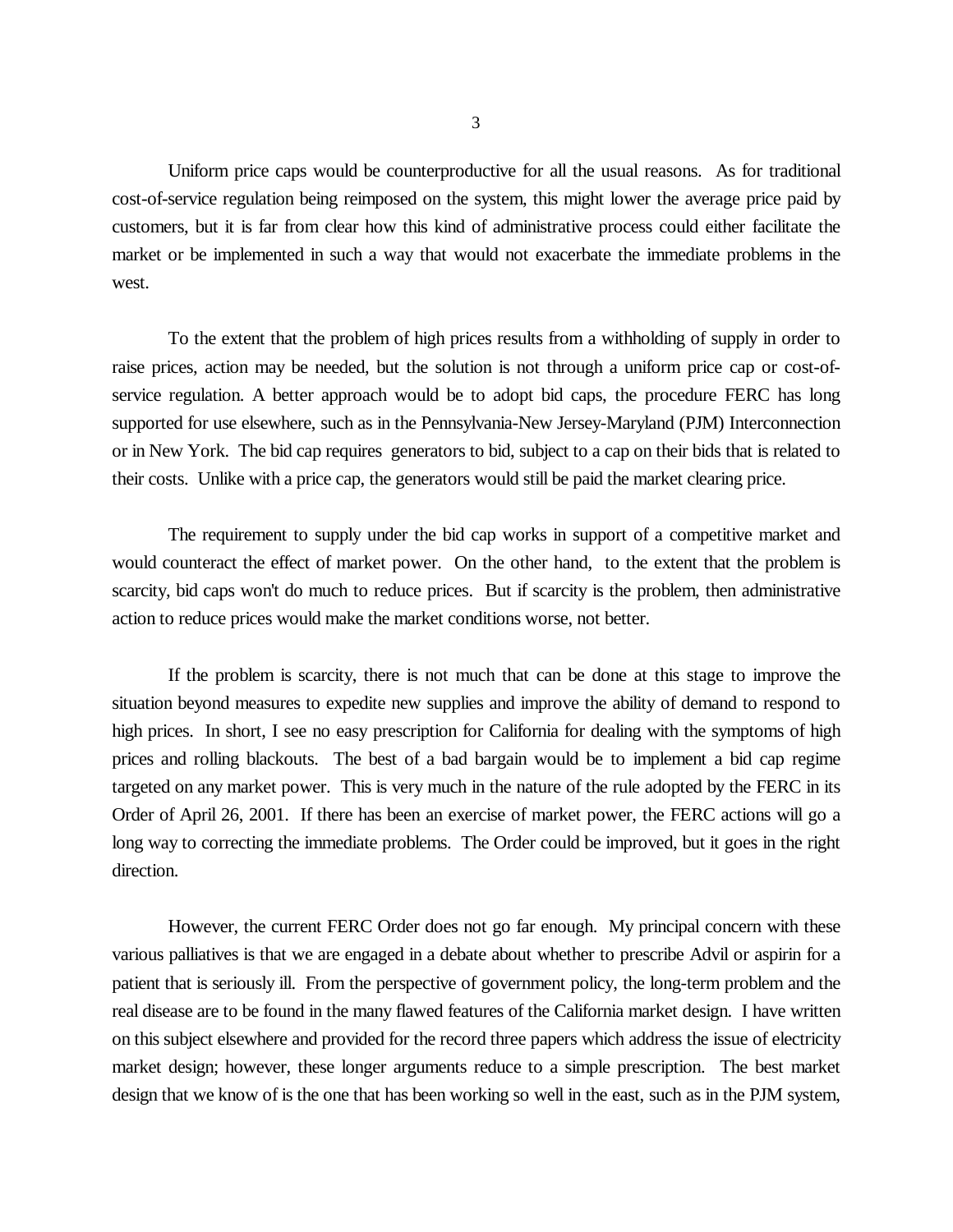Uniform price caps would be counterproductive for all the usual reasons. As for traditional cost-of-service regulation being reimposed on the system, this might lower the average price paid by customers, but it is far from clear how this kind of administrative process could either facilitate the market or be implemented in such a way that would not exacerbate the immediate problems in the west.

To the extent that the problem of high prices results from a withholding of supply in order to raise prices, action may be needed, but the solution is not through a uniform price cap or cost-of-service regulation. A better approach would be to adopt bid caps, the procedure FERC has long supported for use elsewhere, such as in the Pennsylvania-New Jersey-Maryland (PJM) Interconnection or in New York. The bid cap requires generators to bid, subject to a cap on their bids that is related to their costs. Unlike with a price cap, the generators would still be paid the market clearing price.

The requirement to supply under the bid cap works in support of a competitive market and would counteract the effect of market power. On the other hand, to the extent that the problem is scarcity, bid caps won't do much to reduce prices. But if scarcity is the problem, then administrative action to reduce prices would make the market conditions worse, not better.

If the problem is scarcity, there is not much that can be done at this stage to improve the situation beyond measures to expedite new supplies and improve the ability of demand to respond to high prices. In short, I see no easy prescription for California for dealing with the symptoms of high prices and rolling blackouts. The best of a bad bargain would be to implement a bid cap regime targeted on any market power. This is very much in the nature of the rule adopted by the FERC in its Order of April 26, 2001. If there has been an exercise of market power, the FERC actions will go a long way to correcting the immediate problems. The Order could be improved, but it goes in the right direction.

However, the current FERC Order does not go far enough. My principal concern with these various palliatives is that we are engaged in a debate about whether to prescribe Advil or aspirin for a patient that is seriously ill. From the perspective of government policy, the long-term problem and the real disease are to be found in the many flawed features of the California market design. I have written on this subject elsewhere and provided for the record three papers which address the issue of electricity market design; however, these longer arguments reduce to a simple prescription. The best market design that we know of is the one that has been working so well in the east, such as in the PJM system,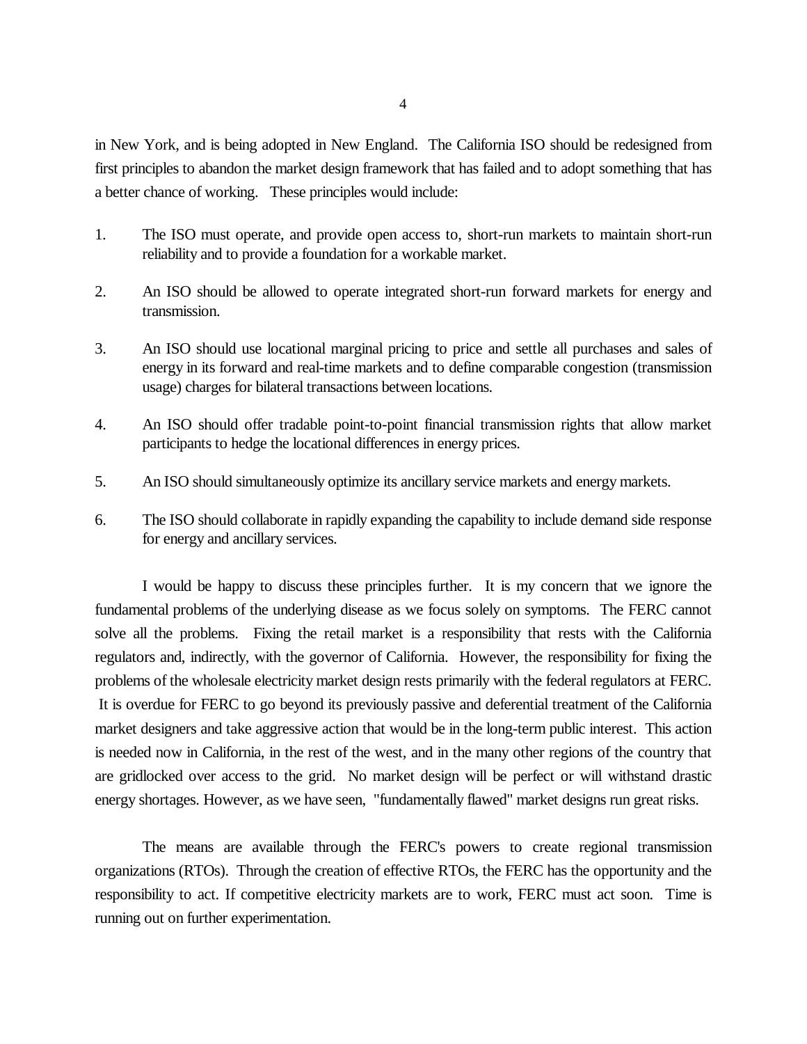in New York, and is being adopted in New England. The California ISO should be redesigned from first principles to abandon the market design framework that has failed and to adopt something that has a better chance of working. These principles would include:

1. The ISO must operate, and provide open access to, short-run markets to maintain short-run reliability and to provide a foundation for a workable market.

2. An ISO should be allowed to operate integrated short-run forward markets for energy and transmission.

3. An ISO should use locational marginal pricing to price and settle all purchases and sales of energy in its forward and real-time markets and to define comparable congestion (transmission usage) charges for bilateral transactions between locations.

4. An ISO should offer tradable point-to-point financial transmission rights that allow market participants to hedge the locational differences in energy prices.

5. An ISO should simultaneously optimize its ancillary service markets and energy markets.

6. The ISO should collaborate in rapidly expanding the capability to include demand side response for energy and ancillary services.

I would be happy to discuss these principles further. It is my concern that we ignore the fundamental problems of the underlying disease as we focus solely on symptoms. The FERC cannot solve all the problems. Fixing the retail market is a responsibility that rests with the California regulators and, indirectly, with the governor of California. However, the responsibility for fixing the problems of the wholesale electricity market design rests primarily with the federal regulators at FERC. It is overdue for FERC to go beyond its previously passive and deferential treatment of the California market designers and take aggressive action that would be in the long-term public interest. This action is needed now in California, in the rest of the west, and in the many other regions of the country that are gridlocked over access to the grid. No market design will be perfect or will withstand drastic energy shortages. However, as we have seen, "fundamentally flawed" market designs run great risks.

The means are available through the FERC's powers to create regional transmission organizations (RTOs). Through the creation of effective RTOs, the FERC has the opportunity and the responsibility to act. If competitive electricity markets are to work, FERC must act soon. Time is running out on further experimentation.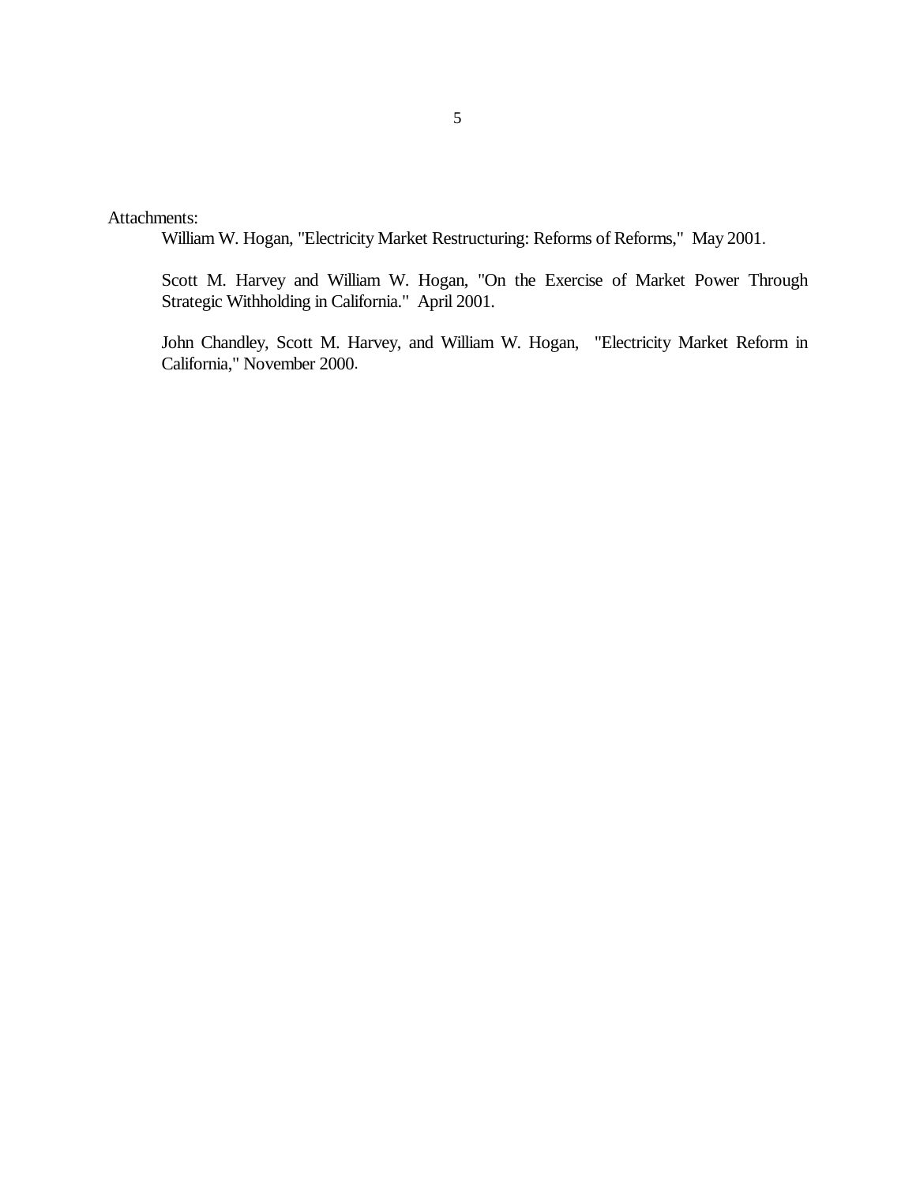Attachments:

William W. Hogan, "Electricity Market Restructuring: Reforms of Reforms," May 2001.

Scott M. Harvey and William W. Hogan, "On the Exercise of Market Power Through Strategic Withholding in California." April 2001.

John Chandley, Scott M. Harvey, and William W. Hogan, "Electricity Market Reform in California," November 2000.